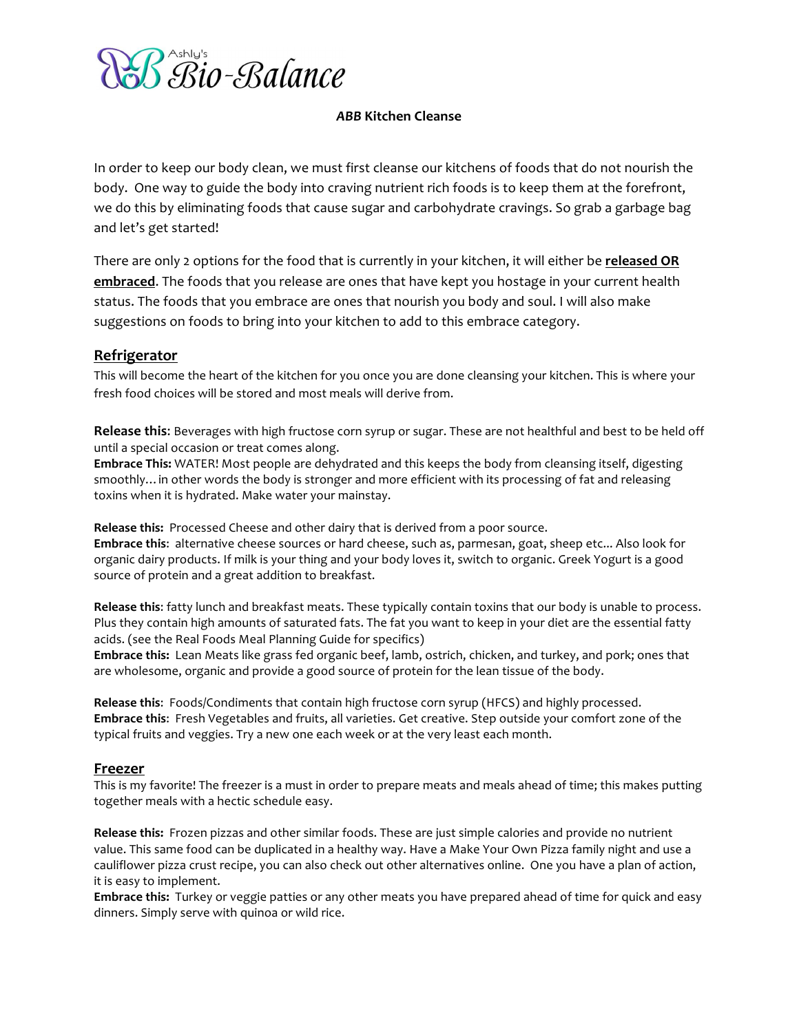# Ashly's Bio-Balance

***ABB*** **Kitchen Cleanse**

In order to keep our body clean, we must first cleanse our kitchens of foods that do not nourish the body. One way to guide the body into craving nutrient rich foods is to keep them at the forefront, we do this by eliminating foods that cause sugar and carbohydrate cravings. So grab a garbage bag and let's get started!

There are only 2 options for the food that is currently in your kitchen, it will either be **released OR embraced**. The foods that you release are ones that have kept you hostage in your current health status. The foods that you embrace are ones that nourish you body and soul. I will also make suggestions on foods to bring into your kitchen to add to this embrace category.

## Refrigerator

This will become the heart of the kitchen for you once you are done cleansing your kitchen. This is where your fresh food choices will be stored and most meals will derive from.

**Release this**: Beverages with high fructose corn syrup or sugar. These are not healthful and best to be held off until a special occasion or treat comes along.
**Embrace This:** WATER! Most people are dehydrated and this keeps the body from cleansing itself, digesting smoothly… in other words the body is stronger and more efficient with its processing of fat and releasing toxins when it is hydrated. Make water your mainstay.

**Release this:** Processed Cheese and other dairy that is derived from a poor source.
**Embrace this**: alternative cheese sources or hard cheese, such as, parmesan, goat, sheep etc... Also look for organic dairy products. If milk is your thing and your body loves it, switch to organic. Greek Yogurt is a good source of protein and a great addition to breakfast.

**Release this**: fatty lunch and breakfast meats. These typically contain toxins that our body is unable to process. Plus they contain high amounts of saturated fats. The fat you want to keep in your diet are the essential fatty acids. (see the Real Foods Meal Planning Guide for specifics)
**Embrace this:** Lean Meats like grass fed organic beef, lamb, ostrich, chicken, and turkey, and pork; ones that are wholesome, organic and provide a good source of protein for the lean tissue of the body.

**Release this**: Foods/Condiments that contain high fructose corn syrup (HFCS) and highly processed.
**Embrace this**: Fresh Vegetables and fruits, all varieties. Get creative. Step outside your comfort zone of the typical fruits and veggies. Try a new one each week or at the very least each month.

## Freezer

This is my favorite! The freezer is a must in order to prepare meats and meals ahead of time; this makes putting together meals with a hectic schedule easy.

**Release this:** Frozen pizzas and other similar foods. These are just simple calories and provide no nutrient value. This same food can be duplicated in a healthy way. Have a Make Your Own Pizza family night and use a cauliflower pizza crust recipe, you can also check out other alternatives online. One you have a plan of action, it is easy to implement.
**Embrace this:** Turkey or veggie patties or any other meats you have prepared ahead of time for quick and easy dinners. Simply serve with quinoa or wild rice.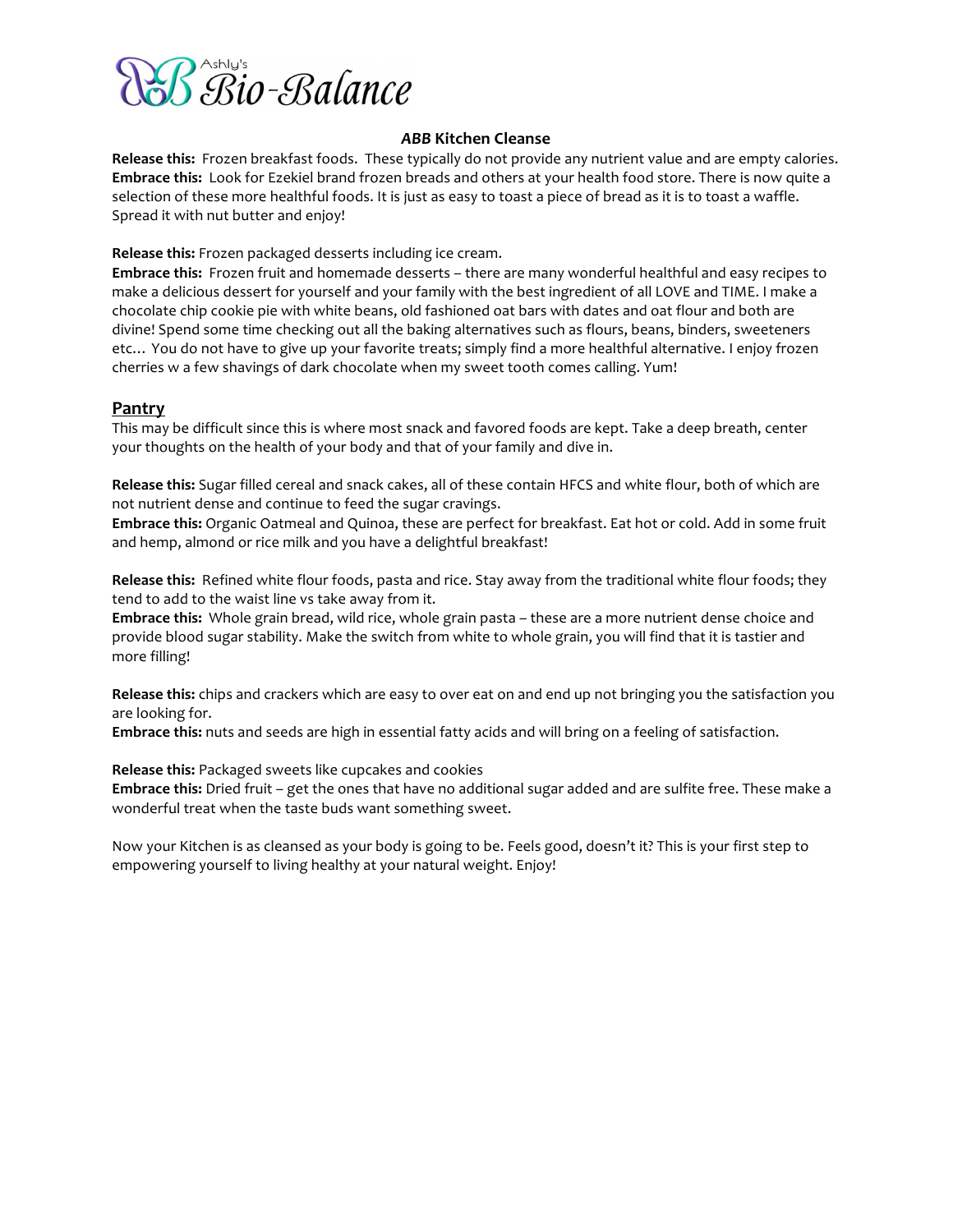**ABB Kitchen Cleanse**

**Release this:** Frozen breakfast foods. These typically do not provide any nutrient value and are empty calories.
**Embrace this:** Look for Ezekiel brand frozen breads and others at your health food store. There is now quite a selection of these more healthful foods. It is just as easy to toast a piece of bread as it is to toast a waffle. Spread it with nut butter and enjoy!

**Release this:** Frozen packaged desserts including ice cream.
**Embrace this:** Frozen fruit and homemade desserts – there are many wonderful healthful and easy recipes to make a delicious dessert for yourself and your family with the best ingredient of all LOVE and TIME. I make a chocolate chip cookie pie with white beans, old fashioned oat bars with dates and oat flour and both are divine! Spend some time checking out all the baking alternatives such as flours, beans, binders, sweeteners etc… You do not have to give up your favorite treats; simply find a more healthful alternative. I enjoy frozen cherries w a few shavings of dark chocolate when my sweet tooth comes calling. Yum!

## Pantry

This may be difficult since this is where most snack and favored foods are kept. Take a deep breath, center your thoughts on the health of your body and that of your family and dive in.

**Release this:** Sugar filled cereal and snack cakes, all of these contain HFCS and white flour, both of which are not nutrient dense and continue to feed the sugar cravings.
**Embrace this:** Organic Oatmeal and Quinoa, these are perfect for breakfast. Eat hot or cold. Add in some fruit and hemp, almond or rice milk and you have a delightful breakfast!

**Release this:** Refined white flour foods, pasta and rice. Stay away from the traditional white flour foods; they tend to add to the waist line vs take away from it.
**Embrace this:** Whole grain bread, wild rice, whole grain pasta – these are a more nutrient dense choice and provide blood sugar stability. Make the switch from white to whole grain, you will find that it is tastier and more filling!

**Release this:** chips and crackers which are easy to over eat on and end up not bringing you the satisfaction you are looking for.
**Embrace this:** nuts and seeds are high in essential fatty acids and will bring on a feeling of satisfaction.

**Release this:** Packaged sweets like cupcakes and cookies
**Embrace this:** Dried fruit – get the ones that have no additional sugar added and are sulfite free. These make a wonderful treat when the taste buds want something sweet.

Now your Kitchen is as cleansed as your body is going to be. Feels good, doesn't it? This is your first step to empowering yourself to living healthy at your natural weight. Enjoy!